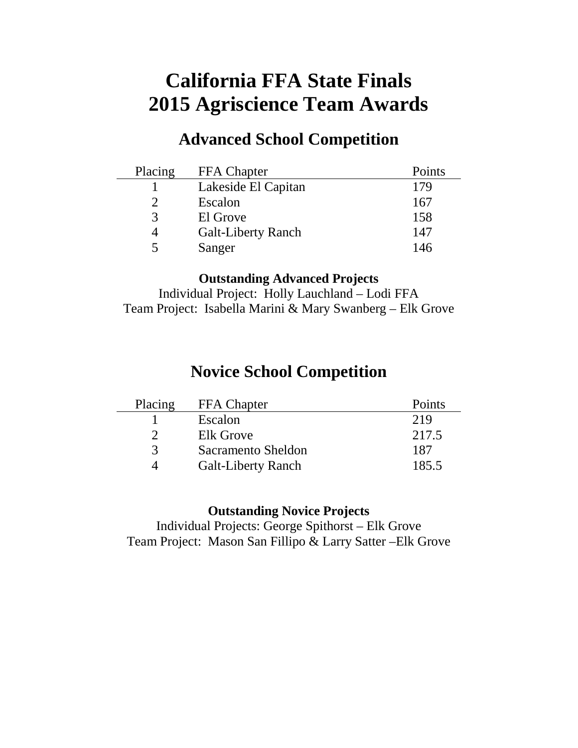# California FFA State Finals
# 2015 Agriscience Team Awards

## Advanced School Competition

| Placing | FFA Chapter | Points |
|---|---|---|
| 1 | Lakeside El Capitan | 179 |
| 2 | Escalon | 167 |
| 3 | El Grove | 158 |
| 4 | Galt-Liberty Ranch | 147 |
| 5 | Sanger | 146 |

**Outstanding Advanced Projects**

Individual Project: Holly Lauchland – Lodi FFA

Team Project: Isabella Marini & Mary Swanberg – Elk Grove

## Novice School Competition

| Placing | FFA Chapter | Points |
|---|---|---|
| 1 | Escalon | 219 |
| 2 | Elk Grove | 217.5 |
| 3 | Sacramento Sheldon | 187 |
| 4 | Galt-Liberty Ranch | 185.5 |

**Outstanding Novice Projects**

Individual Projects: George Spithorst – Elk Grove

Team Project: Mason San Fillipo & Larry Satter –Elk Grove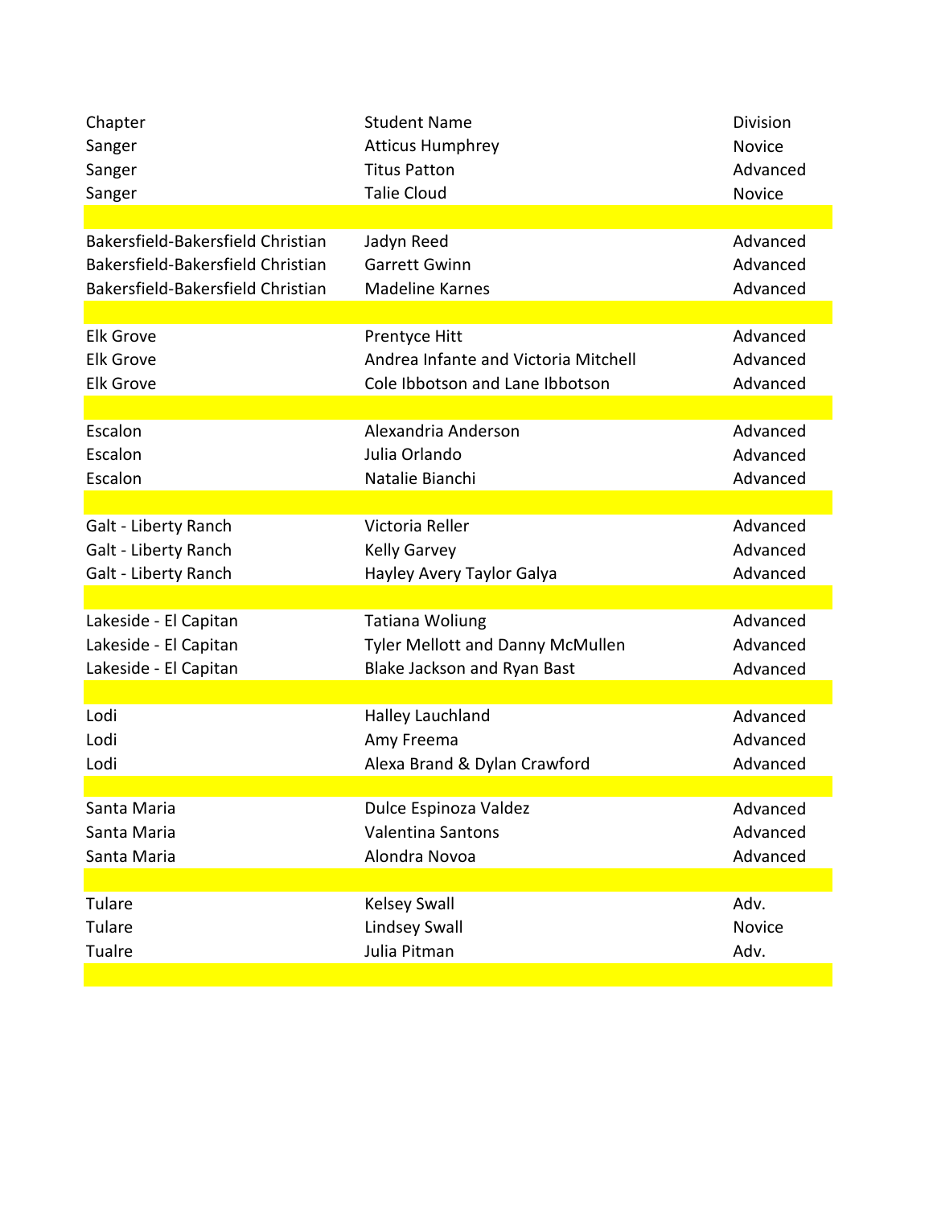| Chapter | Student Name | Division |
|---|---|---|
| Sanger | Atticus Humphrey | Novice |
| Sanger | Titus Patton | Advanced |
| Sanger | Talie Cloud | Novice |
| | | |
| Bakersfield-Bakersfield Christian | Jadyn Reed | Advanced |
| Bakersfield-Bakersfield Christian | Garrett Gwinn | Advanced |
| Bakersfield-Bakersfield Christian | Madeline Karnes | Advanced |
| | | |
| Elk Grove | Prentyce Hitt | Advanced |
| Elk Grove | Andrea Infante and Victoria Mitchell | Advanced |
| Elk Grove | Cole Ibbotson and Lane Ibbotson | Advanced |
| | | |
| Escalon | Alexandria Anderson | Advanced |
| Escalon | Julia Orlando | Advanced |
| Escalon | Natalie Bianchi | Advanced |
| | | |
| Galt - Liberty Ranch | Victoria Reller | Advanced |
| Galt - Liberty Ranch | Kelly Garvey | Advanced |
| Galt - Liberty Ranch | Hayley Avery Taylor Galya | Advanced |
| | | |
| Lakeside - El Capitan | Tatiana Woliung | Advanced |
| Lakeside - El Capitan | Tyler Mellott and Danny McMullen | Advanced |
| Lakeside - El Capitan | Blake Jackson and Ryan Bast | Advanced |
| | | |
| Lodi | Halley Lauchland | Advanced |
| Lodi | Amy Freema | Advanced |
| Lodi | Alexa Brand & Dylan Crawford | Advanced |
| | | |
| Santa Maria | Dulce Espinoza Valdez | Advanced |
| Santa Maria | Valentina Santons | Advanced |
| Santa Maria | Alondra Novoa | Advanced |
| | | |
| Tulare | Kelsey Swall | Adv. |
| Tulare | Lindsey Swall | Novice |
| Tualre | Julia Pitman | Adv. |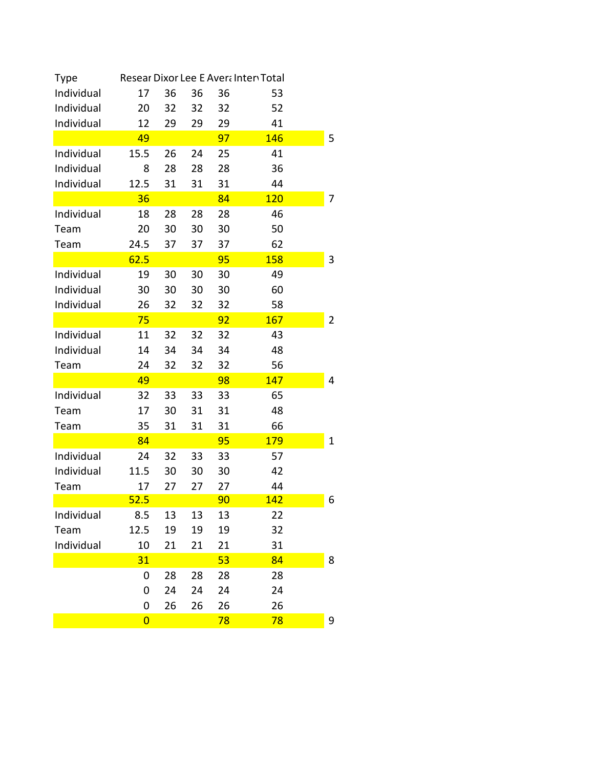| Type | Resear | Dixor | Lee E | Avera | Interv | Total | |
|---|---|---|---|---|---|---|---|
| Individual | 17 | 36 | 36 | 36 | | 53 | |
| Individual | 20 | 32 | 32 | 32 | | 52 | |
| Individual | 12 | 29 | 29 | 29 | | 41 | |
| | 49 | | | 97 | | 146 | 5 |
| Individual | 15.5 | 26 | 24 | 25 | | 41 | |
| Individual | 8 | 28 | 28 | 28 | | 36 | |
| Individual | 12.5 | 31 | 31 | 31 | | 44 | |
| | 36 | | | 84 | | 120 | 7 |
| Individual | 18 | 28 | 28 | 28 | | 46 | |
| Team | 20 | 30 | 30 | 30 | | 50 | |
| Team | 24.5 | 37 | 37 | 37 | | 62 | |
| | 62.5 | | | 95 | | 158 | 3 |
| Individual | 19 | 30 | 30 | 30 | | 49 | |
| Individual | 30 | 30 | 30 | 30 | | 60 | |
| Individual | 26 | 32 | 32 | 32 | | 58 | |
| | 75 | | | 92 | | 167 | 2 |
| Individual | 11 | 32 | 32 | 32 | | 43 | |
| Individual | 14 | 34 | 34 | 34 | | 48 | |
| Team | 24 | 32 | 32 | 32 | | 56 | |
| | 49 | | | 98 | | 147 | 4 |
| Individual | 32 | 33 | 33 | 33 | | 65 | |
| Team | 17 | 30 | 31 | 31 | | 48 | |
| Team | 35 | 31 | 31 | 31 | | 66 | |
| | 84 | | | 95 | | 179 | 1 |
| Individual | 24 | 32 | 33 | 33 | | 57 | |
| Individual | 11.5 | 30 | 30 | 30 | | 42 | |
| Team | 17 | 27 | 27 | 27 | | 44 | |
| | 52.5 | | | 90 | | 142 | 6 |
| Individual | 8.5 | 13 | 13 | 13 | | 22 | |
| Team | 12.5 | 19 | 19 | 19 | | 32 | |
| Individual | 10 | 21 | 21 | 21 | | 31 | |
| | 31 | | | 53 | | 84 | 8 |
| | 0 | 28 | 28 | 28 | | 28 | |
| | 0 | 24 | 24 | 24 | | 24 | |
| | 0 | 26 | 26 | 26 | | 26 | |
| | 0 | | | 78 | | 78 | 9 |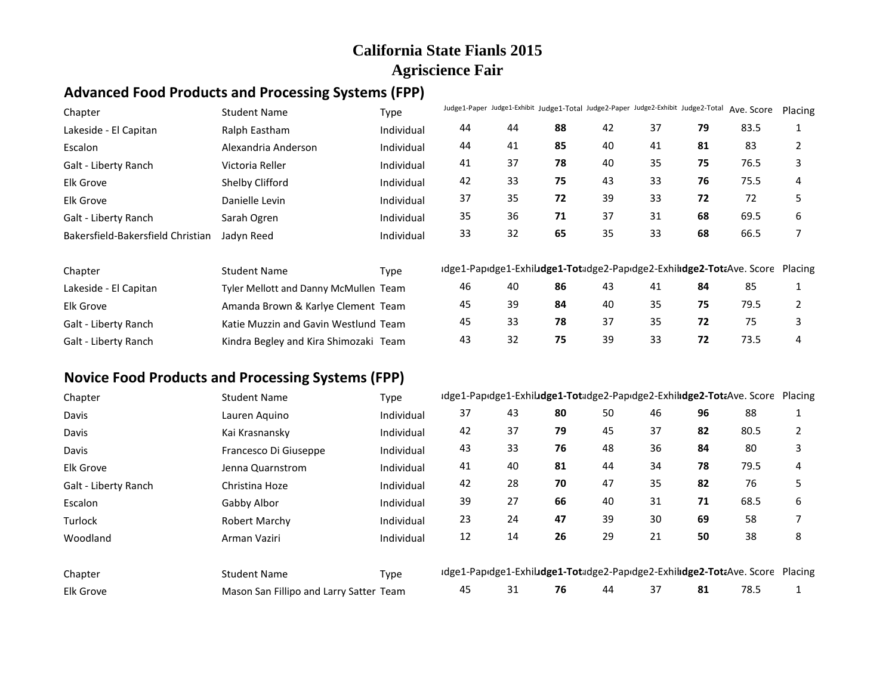# California State Fianls 2015
# Agriscience Fair

## Advanced Food Products and Processing Systems (FPP)

| Chapter | Student Name | Type | Judge1-Paper | Judge1-Exhibit | Judge1-Total | Judge2-Paper | Judge2-Exhibit | Judge2-Total | Ave. Score | Placing |
|---|---|---|---|---|---|---|---|---|---|---|
| Lakeside - El Capitan | Ralph Eastham | Individual | 44 | 44 | **88** | 42 | 37 | **79** | 83.5 | 1 |
| Escalon | Alexandria Anderson | Individual | 44 | 41 | **85** | 40 | 41 | **81** | 83 | 2 |
| Galt - Liberty Ranch | Victoria Reller | Individual | 41 | 37 | **78** | 40 | 35 | **75** | 76.5 | 3 |
| Elk Grove | Shelby Clifford | Individual | 42 | 33 | **75** | 43 | 33 | **76** | 75.5 | 4 |
| Elk Grove | Danielle Levin | Individual | 37 | 35 | **72** | 39 | 33 | **72** | 72 | 5 |
| Galt - Liberty Ranch | Sarah Ogren | Individual | 35 | 36 | **71** | 37 | 31 | **68** | 69.5 | 6 |
| Bakersfield-Bakersfield Christian | Jadyn Reed | Individual | 33 | 32 | **65** | 35 | 33 | **68** | 66.5 | 7 |

| Chapter | Student Name | Type | Judge1-Paper | Judge1-Exhibit | Judge1-Total | Judge2-Paper | Judge2-Exhibit | Judge2-Total | Ave. Score | Placing |
|---|---|---|---|---|---|---|---|---|---|---|
| Lakeside - El Capitan | Tyler Mellott and Danny McMullen | Team | 46 | 40 | **86** | 43 | 41 | **84** | 85 | 1 |
| Elk Grove | Amanda Brown & Karlye Clement | Team | 45 | 39 | **84** | 40 | 35 | **75** | 79.5 | 2 |
| Galt - Liberty Ranch | Katie Muzzin and Gavin Westlund | Team | 45 | 33 | **78** | 37 | 35 | **72** | 75 | 3 |
| Galt - Liberty Ranch | Kindra Begley and Kira Shimozaki | Team | 43 | 32 | **75** | 39 | 33 | **72** | 73.5 | 4 |

## Novice Food Products and Processing Systems (FPP)

| Chapter | Student Name | Type | Judge1-Paper | Judge1-Exhibit | Judge1-Total | Judge2-Paper | Judge2-Exhibit | Judge2-Total | Ave. Score | Placing |
|---|---|---|---|---|---|---|---|---|---|---|
| Davis | Lauren Aquino | Individual | 37 | 43 | **80** | 50 | 46 | **96** | 88 | 1 |
| Davis | Kai Krasnansky | Individual | 42 | 37 | **79** | 45 | 37 | **82** | 80.5 | 2 |
| Davis | Francesco Di Giuseppe | Individual | 43 | 33 | **76** | 48 | 36 | **84** | 80 | 3 |
| Elk Grove | Jenna Quarnstrom | Individual | 41 | 40 | **81** | 44 | 34 | **78** | 79.5 | 4 |
| Galt - Liberty Ranch | Christina Hoze | Individual | 42 | 28 | **70** | 47 | 35 | **82** | 76 | 5 |
| Escalon | Gabby Albor | Individual | 39 | 27 | **66** | 40 | 31 | **71** | 68.5 | 6 |
| Turlock | Robert Marchy | Individual | 23 | 24 | **47** | 39 | 30 | **69** | 58 | 7 |
| Woodland | Arman Vaziri | Individual | 12 | 14 | **26** | 29 | 21 | **50** | 38 | 8 |

| Chapter | Student Name | Type | Judge1-Paper | Judge1-Exhibit | Judge1-Total | Judge2-Paper | Judge2-Exhibit | Judge2-Total | Ave. Score | Placing |
|---|---|---|---|---|---|---|---|---|---|---|
| Elk Grove | Mason San Fillipo and Larry Satter | Team | 45 | 31 | **76** | 44 | 37 | **81** | 78.5 | 1 |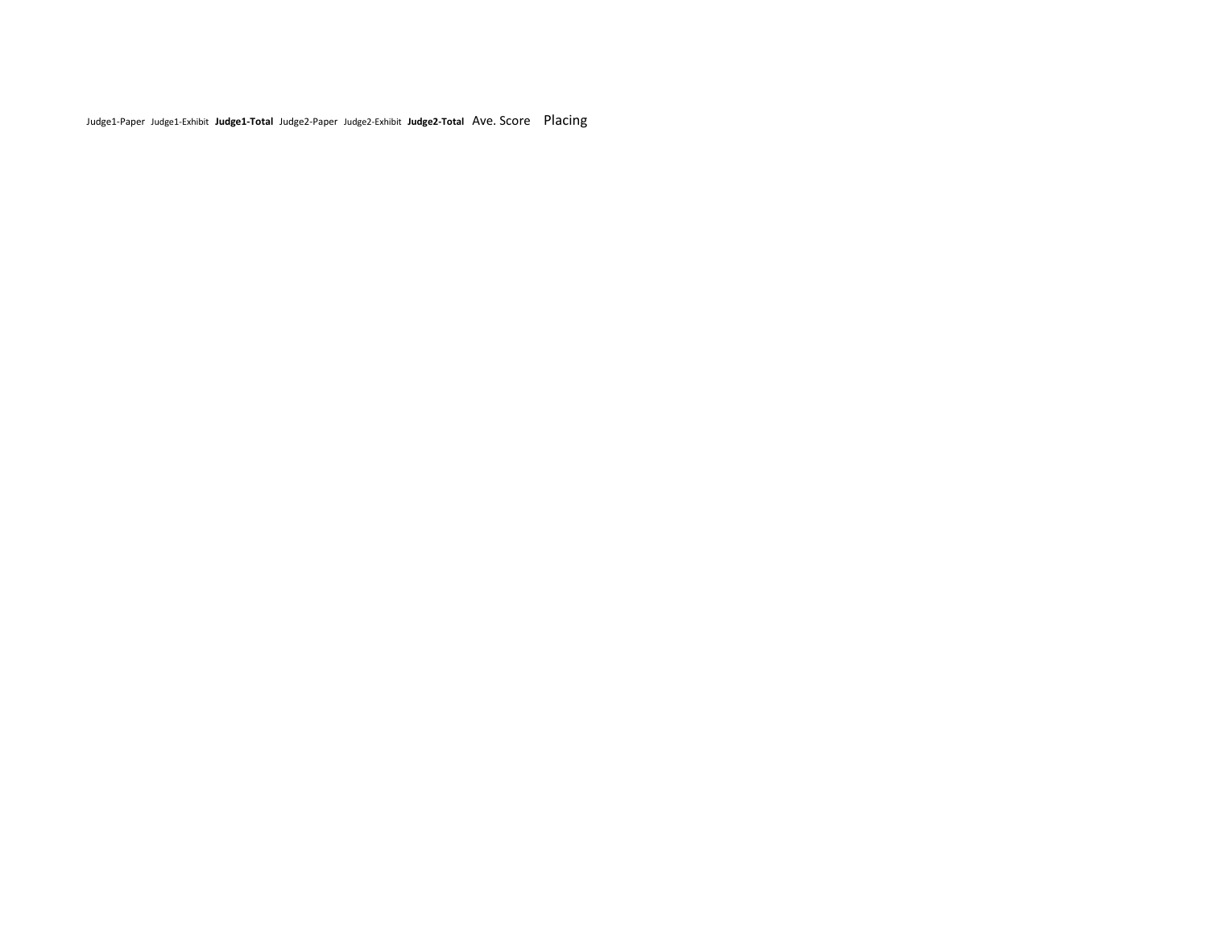| Judge1-Paper | Judge1-Exhibit | **Judge1-Total** | Judge2-Paper | Judge2-Exhibit | **Judge2-Total** | Ave. Score | Placing |
| --- | --- | --- | --- | --- | --- | --- | --- |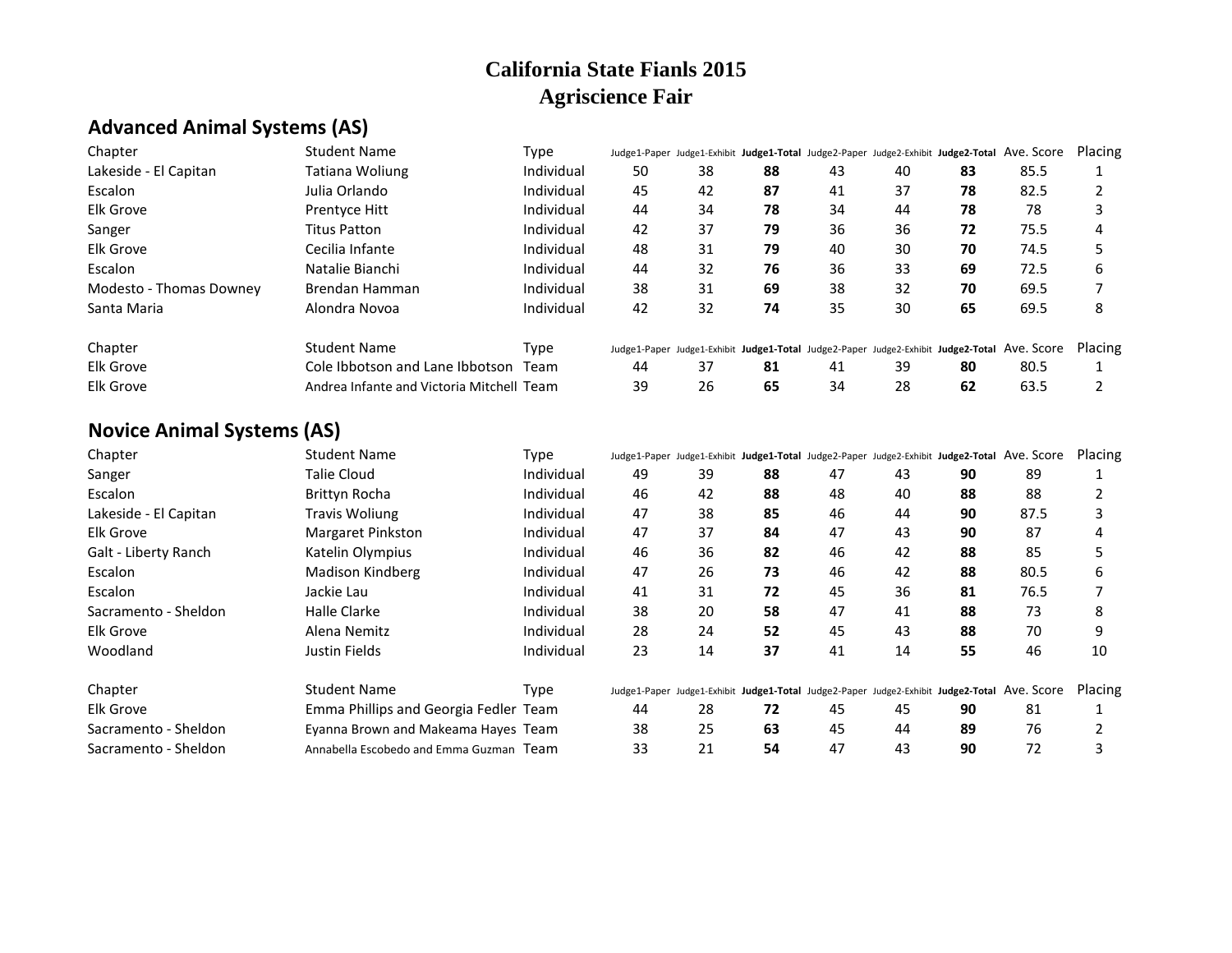# California State Fianls 2015
# Agriscience Fair

## Advanced Animal Systems (AS)

| Chapter | Student Name | Type | Judge1-Paper | Judge1-Exhibit | **Judge1-Total** | Judge2-Paper | Judge2-Exhibit | **Judge2-Total** | Ave. Score | Placing |
|---|---|---|---|---|---|---|---|---|---|---|
| Lakeside - El Capitan | Tatiana Woliung | Individual | 50 | 38 | **88** | 43 | 40 | **83** | 85.5 | 1 |
| Escalon | Julia Orlando | Individual | 45 | 42 | **87** | 41 | 37 | **78** | 82.5 | 2 |
| Elk Grove | Prentyce Hitt | Individual | 44 | 34 | **78** | 34 | 44 | **78** | 78 | 3 |
| Sanger | Titus Patton | Individual | 42 | 37 | **79** | 36 | 36 | **72** | 75.5 | 4 |
| Elk Grove | Cecilia Infante | Individual | 48 | 31 | **79** | 40 | 30 | **70** | 74.5 | 5 |
| Escalon | Natalie Bianchi | Individual | 44 | 32 | **76** | 36 | 33 | **69** | 72.5 | 6 |
| Modesto - Thomas Downey | Brendan Hamman | Individual | 38 | 31 | **69** | 38 | 32 | **70** | 69.5 | 7 |
| Santa Maria | Alondra Novoa | Individual | 42 | 32 | **74** | 35 | 30 | **65** | 69.5 | 8 |

| Chapter | Student Name | Type | Judge1-Paper | Judge1-Exhibit | **Judge1-Total** | Judge2-Paper | Judge2-Exhibit | **Judge2-Total** | Ave. Score | Placing |
|---|---|---|---|---|---|---|---|---|---|---|
| Elk Grove | Cole Ibbotson and Lane Ibbotson | Team | 44 | 37 | **81** | 41 | 39 | **80** | 80.5 | 1 |
| Elk Grove | Andrea Infante and Victoria Mitchell | Team | 39 | 26 | **65** | 34 | 28 | **62** | 63.5 | 2 |

## Novice Animal Systems (AS)

| Chapter | Student Name | Type | Judge1-Paper | Judge1-Exhibit | **Judge1-Total** | Judge2-Paper | Judge2-Exhibit | **Judge2-Total** | Ave. Score | Placing |
|---|---|---|---|---|---|---|---|---|---|---|
| Sanger | Talie Cloud | Individual | 49 | 39 | **88** | 47 | 43 | **90** | 89 | 1 |
| Escalon | Brittyn Rocha | Individual | 46 | 42 | **88** | 48 | 40 | **88** | 88 | 2 |
| Lakeside - El Capitan | Travis Woliung | Individual | 47 | 38 | **85** | 46 | 44 | **90** | 87.5 | 3 |
| Elk Grove | Margaret Pinkston | Individual | 47 | 37 | **84** | 47 | 43 | **90** | 87 | 4 |
| Galt - Liberty Ranch | Katelin Olympius | Individual | 46 | 36 | **82** | 46 | 42 | **88** | 85 | 5 |
| Escalon | Madison Kindberg | Individual | 47 | 26 | **73** | 46 | 42 | **88** | 80.5 | 6 |
| Escalon | Jackie Lau | Individual | 41 | 31 | **72** | 45 | 36 | **81** | 76.5 | 7 |
| Sacramento - Sheldon | Halle Clarke | Individual | 38 | 20 | **58** | 47 | 41 | **88** | 73 | 8 |
| Elk Grove | Alena Nemitz | Individual | 28 | 24 | **52** | 45 | 43 | **88** | 70 | 9 |
| Woodland | Justin Fields | Individual | 23 | 14 | **37** | 41 | 14 | **55** | 46 | 10 |

| Chapter | Student Name | Type | Judge1-Paper | Judge1-Exhibit | **Judge1-Total** | Judge2-Paper | Judge2-Exhibit | **Judge2-Total** | Ave. Score | Placing |
|---|---|---|---|---|---|---|---|---|---|---|
| Elk Grove | Emma Phillips and Georgia Fedler | Team | 44 | 28 | **72** | 45 | 45 | **90** | 81 | 1 |
| Sacramento - Sheldon | Eyanna Brown and Makeama Hayes | Team | 38 | 25 | **63** | 45 | 44 | **89** | 76 | 2 |
| Sacramento - Sheldon | Annabella Escobedo and Emma Guzman | Team | 33 | 21 | **54** | 47 | 43 | **90** | 72 | 3 |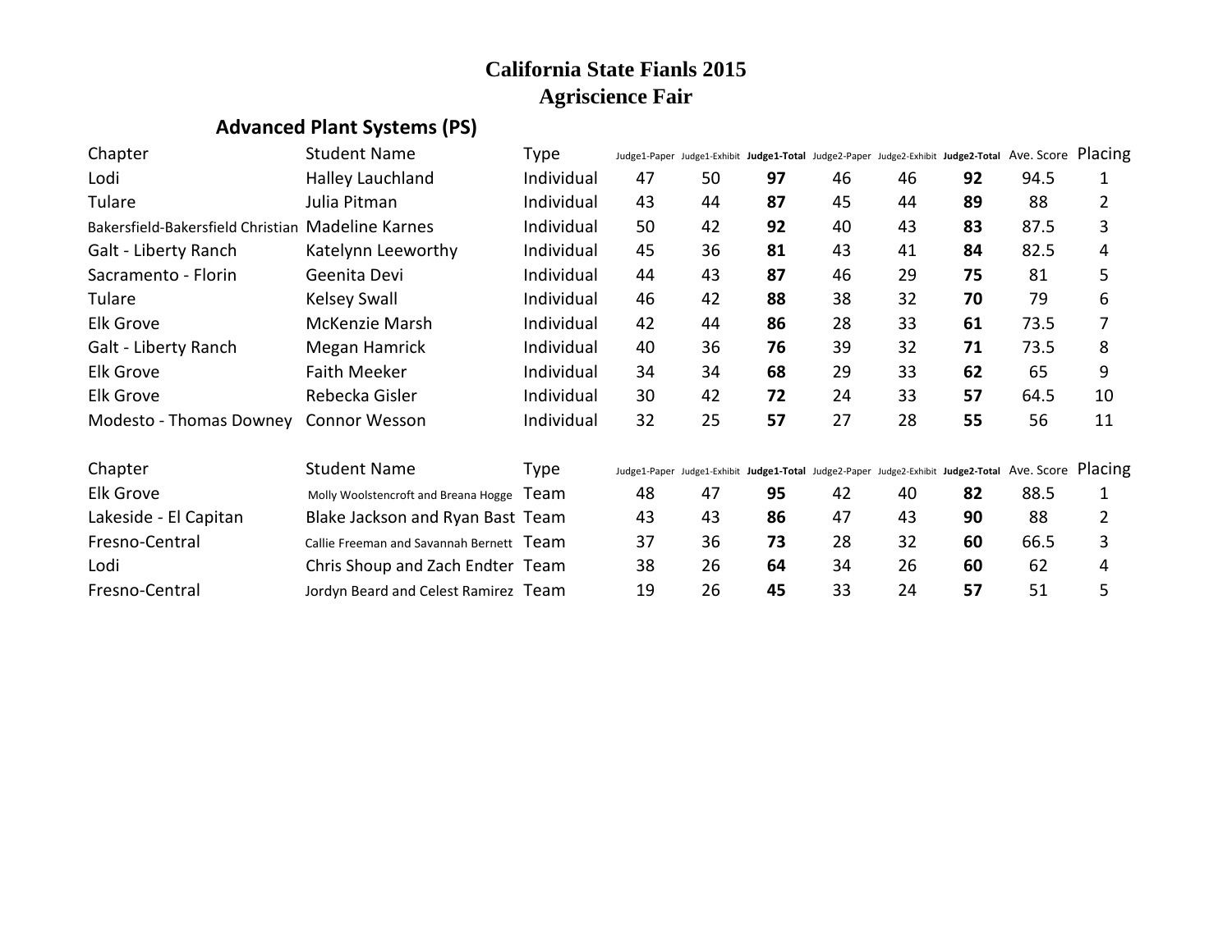# California State Fianls 2015
# Agriscience Fair

## Advanced Plant Systems (PS)

| Chapter | Student Name | Type | Judge1-Paper | Judge1-Exhibit | **Judge1-Total** | Judge2-Paper | Judge2-Exhibit | **Judge2-Total** | Ave. Score | Placing |
|---|---|---|---|---|---|---|---|---|---|---|
| Lodi | Halley Lauchland | Individual | 47 | 50 | **97** | 46 | 46 | **92** | 94.5 | 1 |
| Tulare | Julia Pitman | Individual | 43 | 44 | **87** | 45 | 44 | **89** | 88 | 2 |
| Bakersfield-Bakersfield Christian | Madeline Karnes | Individual | 50 | 42 | **92** | 40 | 43 | **83** | 87.5 | 3 |
| Galt - Liberty Ranch | Katelynn Leeworthy | Individual | 45 | 36 | **81** | 43 | 41 | **84** | 82.5 | 4 |
| Sacramento - Florin | Geenita Devi | Individual | 44 | 43 | **87** | 46 | 29 | **75** | 81 | 5 |
| Tulare | Kelsey Swall | Individual | 46 | 42 | **88** | 38 | 32 | **70** | 79 | 6 |
| Elk Grove | McKenzie Marsh | Individual | 42 | 44 | **86** | 28 | 33 | **61** | 73.5 | 7 |
| Galt - Liberty Ranch | Megan Hamrick | Individual | 40 | 36 | **76** | 39 | 32 | **71** | 73.5 | 8 |
| Elk Grove | Faith Meeker | Individual | 34 | 34 | **68** | 29 | 33 | **62** | 65 | 9 |
| Elk Grove | Rebecka Gisler | Individual | 30 | 42 | **72** | 24 | 33 | **57** | 64.5 | 10 |
| Modesto - Thomas Downey | Connor Wesson | Individual | 32 | 25 | **57** | 27 | 28 | **55** | 56 | 11 |

| Chapter | Student Name | Type | Judge1-Paper | Judge1-Exhibit | **Judge1-Total** | Judge2-Paper | Judge2-Exhibit | **Judge2-Total** | Ave. Score | Placing |
|---|---|---|---|---|---|---|---|---|---|---|
| Elk Grove | Molly Woolstencroft and Breana Hogge | Team | 48 | 47 | **95** | 42 | 40 | **82** | 88.5 | 1 |
| Lakeside - El Capitan | Blake Jackson and Ryan Bast | Team | 43 | 43 | **86** | 47 | 43 | **90** | 88 | 2 |
| Fresno-Central | Callie Freeman and Savannah Bernett | Team | 37 | 36 | **73** | 28 | 32 | **60** | 66.5 | 3 |
| Lodi | Chris Shoup and Zach Endter | Team | 38 | 26 | **64** | 34 | 26 | **60** | 62 | 4 |
| Fresno-Central | Jordyn Beard and Celest Ramirez | Team | 19 | 26 | **45** | 33 | 24 | **57** | 51 | 5 |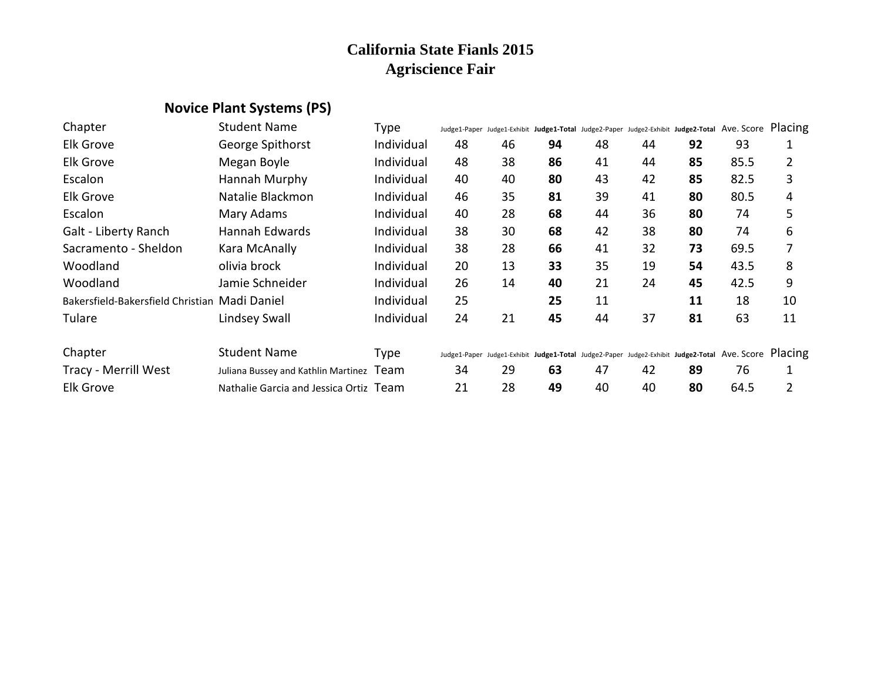# California State Fianls 2015
# Agriscience Fair

## Novice Plant Systems (PS)

| Chapter | Student Name | Type | Judge1-Paper | Judge1-Exhibit | **Judge1-Total** | Judge2-Paper | Judge2-Exhibit | **Judge2-Total** | Ave. Score | Placing |
|---|---|---|---|---|---|---|---|---|---|---|
| Elk Grove | George Spithorst | Individual | 48 | 46 | **94** | 48 | 44 | **92** | 93 | 1 |
| Elk Grove | Megan Boyle | Individual | 48 | 38 | **86** | 41 | 44 | **85** | 85.5 | 2 |
| Escalon | Hannah Murphy | Individual | 40 | 40 | **80** | 43 | 42 | **85** | 82.5 | 3 |
| Elk Grove | Natalie Blackmon | Individual | 46 | 35 | **81** | 39 | 41 | **80** | 80.5 | 4 |
| Escalon | Mary Adams | Individual | 40 | 28 | **68** | 44 | 36 | **80** | 74 | 5 |
| Galt - Liberty Ranch | Hannah Edwards | Individual | 38 | 30 | **68** | 42 | 38 | **80** | 74 | 6 |
| Sacramento - Sheldon | Kara McAnally | Individual | 38 | 28 | **66** | 41 | 32 | **73** | 69.5 | 7 |
| Woodland | olivia brock | Individual | 20 | 13 | **33** | 35 | 19 | **54** | 43.5 | 8 |
| Woodland | Jamie Schneider | Individual | 26 | 14 | **40** | 21 | 24 | **45** | 42.5 | 9 |
| Bakersfield-Bakersfield Christian | Madi Daniel | Individual | 25 | | **25** | 11 | | **11** | 18 | 10 |
| Tulare | Lindsey Swall | Individual | 24 | 21 | **45** | 44 | 37 | **81** | 63 | 11 |

| Chapter | Student Name | Type | Judge1-Paper | Judge1-Exhibit | **Judge1-Total** | Judge2-Paper | Judge2-Exhibit | **Judge2-Total** | Ave. Score | Placing |
|---|---|---|---|---|---|---|---|---|---|---|
| Tracy - Merrill West | Juliana Bussey and Kathlin Martinez | Team | 34 | 29 | **63** | 47 | 42 | **89** | 76 | 1 |
| Elk Grove | Nathalie Garcia and Jessica Ortiz | Team | 21 | 28 | **49** | 40 | 40 | **80** | 64.5 | 2 |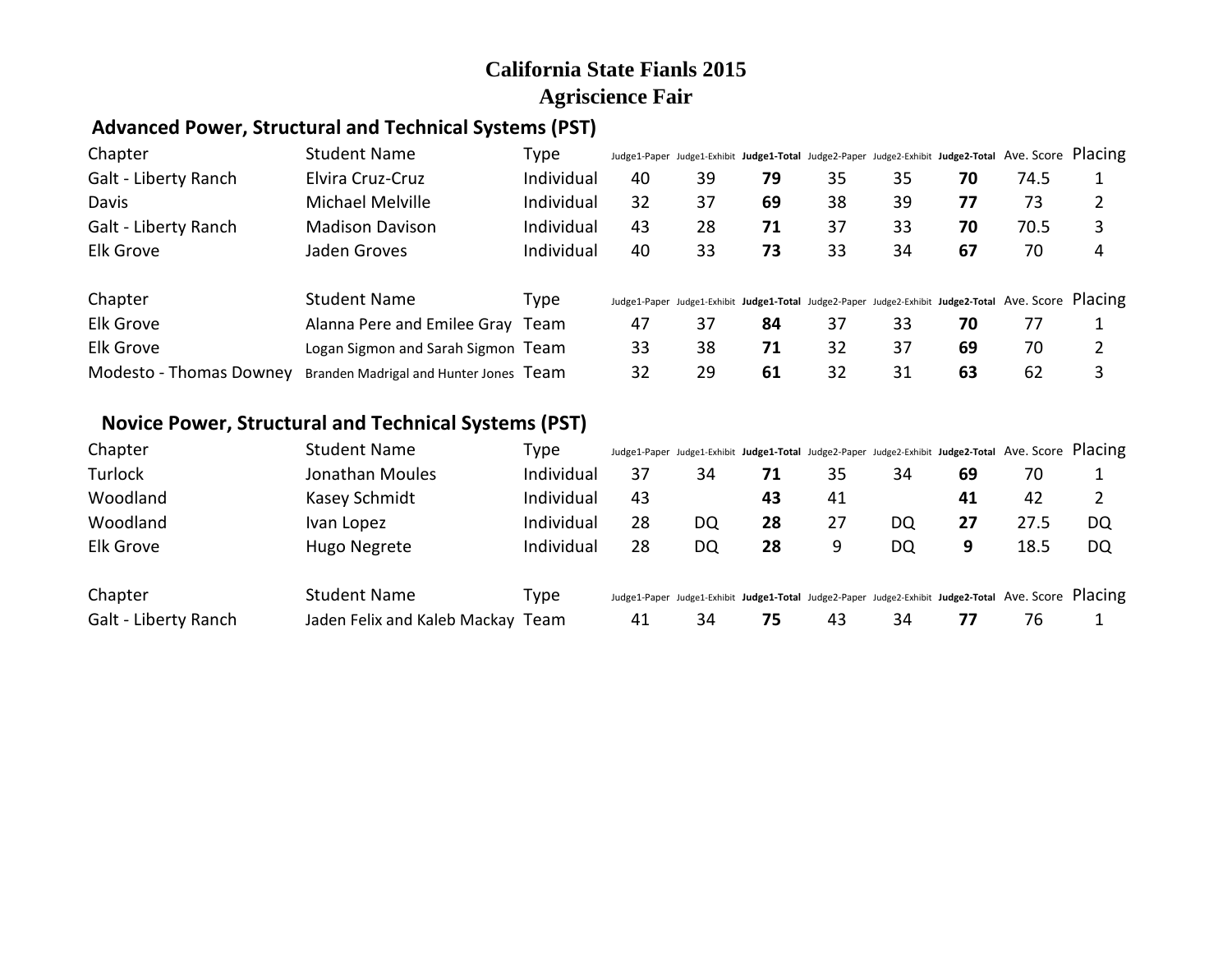# California State Fianls 2015
# Agriscience Fair

## Advanced Power, Structural and Technical Systems (PST)

| Chapter | Student Name | Type | Judge1-Paper | Judge1-Exhibit | **Judge1-Total** | Judge2-Paper | Judge2-Exhibit | **Judge2-Total** | Ave. Score | Placing |
|---|---|---|---|---|---|---|---|---|---|---|
| Galt - Liberty Ranch | Elvira Cruz-Cruz | Individual | 40 | 39 | **79** | 35 | 35 | **70** | 74.5 | 1 |
| Davis | Michael Melville | Individual | 32 | 37 | **69** | 38 | 39 | **77** | 73 | 2 |
| Galt - Liberty Ranch | Madison Davison | Individual | 43 | 28 | **71** | 37 | 33 | **70** | 70.5 | 3 |
| Elk Grove | Jaden Groves | Individual | 40 | 33 | **73** | 33 | 34 | **67** | 70 | 4 |

| Chapter | Student Name | Type | Judge1-Paper | Judge1-Exhibit | **Judge1-Total** | Judge2-Paper | Judge2-Exhibit | **Judge2-Total** | Ave. Score | Placing |
|---|---|---|---|---|---|---|---|---|---|---|
| Elk Grove | Alanna Pere and Emilee Gray | Team | 47 | 37 | **84** | 37 | 33 | **70** | 77 | 1 |
| Elk Grove | Logan Sigmon and Sarah Sigmon | Team | 33 | 38 | **71** | 32 | 37 | **69** | 70 | 2 |
| Modesto - Thomas Downey | Branden Madrigal and Hunter Jones | Team | 32 | 29 | **61** | 32 | 31 | **63** | 62 | 3 |

## Novice Power, Structural and Technical Systems (PST)

| Chapter | Student Name | Type | Judge1-Paper | Judge1-Exhibit | **Judge1-Total** | Judge2-Paper | Judge2-Exhibit | **Judge2-Total** | Ave. Score | Placing |
|---|---|---|---|---|---|---|---|---|---|---|
| Turlock | Jonathan Moules | Individual | 37 | 34 | **71** | 35 | 34 | **69** | 70 | 1 |
| Woodland | Kasey Schmidt | Individual | 43 | | **43** | 41 | | **41** | 42 | 2 |
| Woodland | Ivan Lopez | Individual | 28 | DQ | **28** | 27 | DQ | **27** | 27.5 | DQ |
| Elk Grove | Hugo Negrete | Individual | 28 | DQ | **28** | 9 | DQ | **9** | 18.5 | DQ |

| Chapter | Student Name | Type | Judge1-Paper | Judge1-Exhibit | **Judge1-Total** | Judge2-Paper | Judge2-Exhibit | **Judge2-Total** | Ave. Score | Placing |
|---|---|---|---|---|---|---|---|---|---|---|
| Galt - Liberty Ranch | Jaden Felix and Kaleb Mackay | Team | 41 | 34 | **75** | 43 | 34 | **77** | 76 | 1 |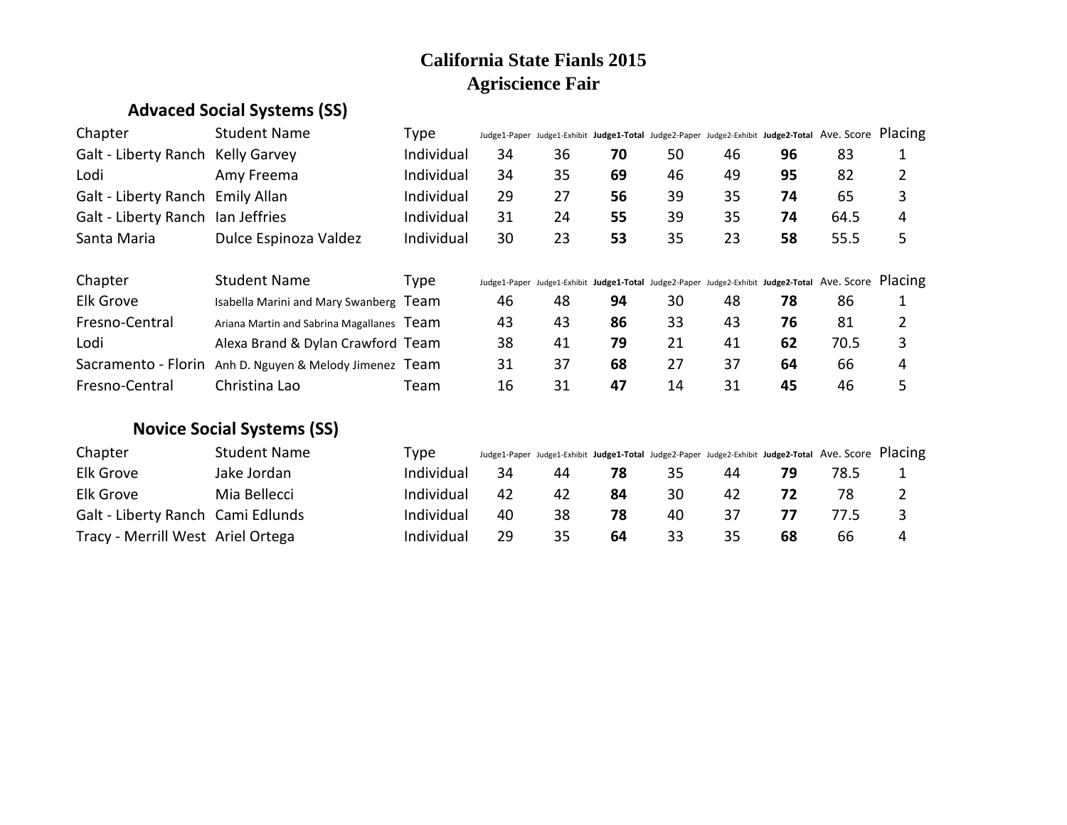# California State Fianls 2015
# Agriscience Fair

## Advaced Social Systems (SS)

| Chapter | Student Name | Type | Judge1-Paper | Judge1-Exhibit | **Judge1-Total** | Judge2-Paper | Judge2-Exhibit | **Judge2-Total** | Ave. Score | Placing |
|---|---|---|---|---|---|---|---|---|---|---|
| Galt - Liberty Ranch | Kelly Garvey | Individual | 34 | 36 | **70** | 50 | 46 | **96** | 83 | 1 |
| Lodi | Amy Freema | Individual | 34 | 35 | **69** | 46 | 49 | **95** | 82 | 2 |
| Galt - Liberty Ranch | Emily Allan | Individual | 29 | 27 | **56** | 39 | 35 | **74** | 65 | 3 |
| Galt - Liberty Ranch | Ian Jeffries | Individual | 31 | 24 | **55** | 39 | 35 | **74** | 64.5 | 4 |
| Santa Maria | Dulce Espinoza Valdez | Individual | 30 | 23 | **53** | 35 | 23 | **58** | 55.5 | 5 |

| Chapter | Student Name | Type | Judge1-Paper | Judge1-Exhibit | **Judge1-Total** | Judge2-Paper | Judge2-Exhibit | **Judge2-Total** | Ave. Score | Placing |
|---|---|---|---|---|---|---|---|---|---|---|
| Elk Grove | Isabella Marini and Mary Swanberg | Team | 46 | 48 | **94** | 30 | 48 | **78** | 86 | 1 |
| Fresno-Central | Ariana Martin and Sabrina Magallanes | Team | 43 | 43 | **86** | 33 | 43 | **76** | 81 | 2 |
| Lodi | Alexa Brand & Dylan Crawford | Team | 38 | 41 | **79** | 21 | 41 | **62** | 70.5 | 3 |
| Sacramento - Florin | Anh D. Nguyen & Melody Jimenez | Team | 31 | 37 | **68** | 27 | 37 | **64** | 66 | 4 |
| Fresno-Central | Christina Lao | Team | 16 | 31 | **47** | 14 | 31 | **45** | 46 | 5 |

## Novice Social Systems (SS)

| Chapter | Student Name | Type | Judge1-Paper | Judge1-Exhibit | **Judge1-Total** | Judge2-Paper | Judge2-Exhibit | **Judge2-Total** | Ave. Score | Placing |
|---|---|---|---|---|---|---|---|---|---|---|
| Elk Grove | Jake Jordan | Individual | 34 | 44 | **78** | 35 | 44 | **79** | 78.5 | 1 |
| Elk Grove | Mia Bellecci | Individual | 42 | 42 | **84** | 30 | 42 | **72** | 78 | 2 |
| Galt - Liberty Ranch | Cami Edlunds | Individual | 40 | 38 | **78** | 40 | 37 | **77** | 77.5 | 3 |
| Tracy - Merrill West | Ariel Ortega | Individual | 29 | 35 | **64** | 33 | 35 | **68** | 66 | 4 |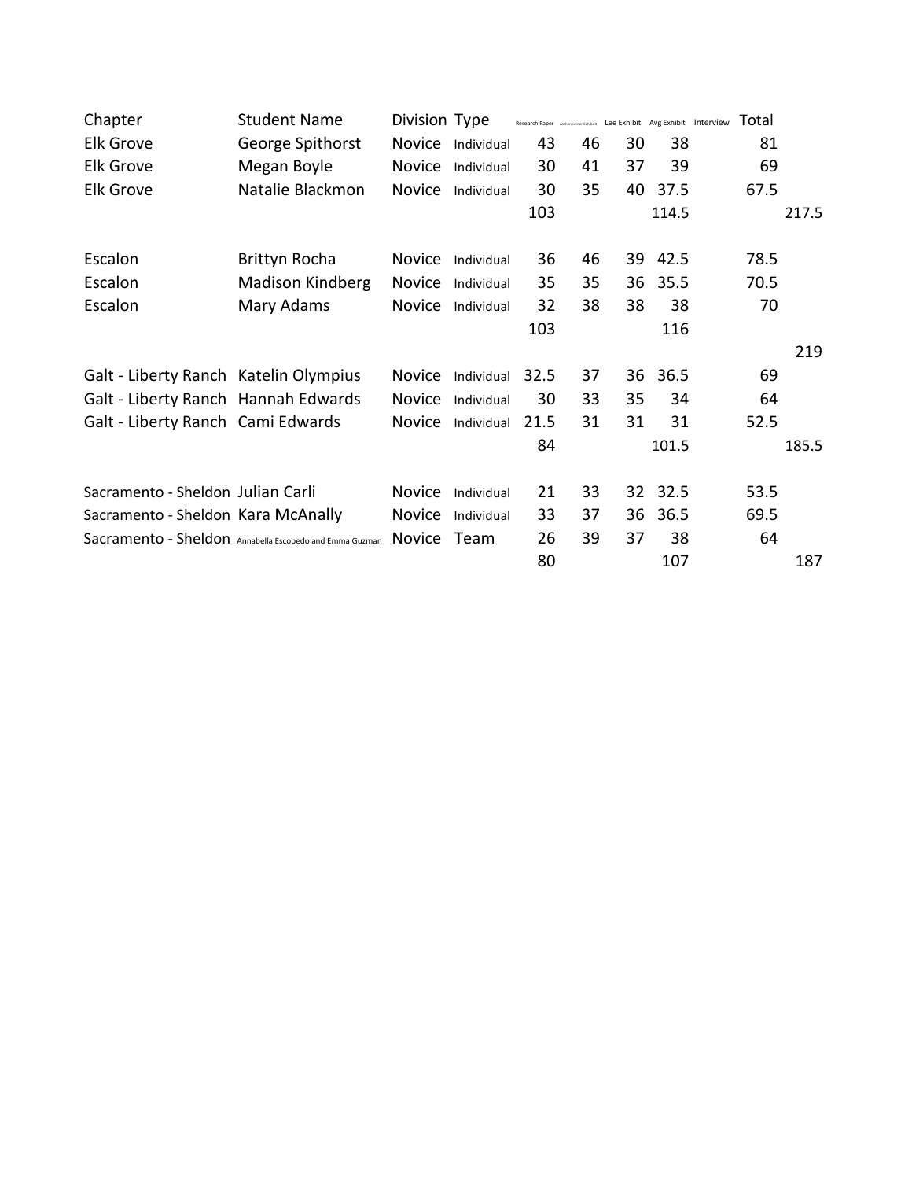| Chapter | Student Name | Division | Type | Research Paper | Aschenbrener Exhibit | Lee Exhibit | Avg Exhibit | Interview | Total | |
|---|---|---|---|---|---|---|---|---|---|---|
| Elk Grove | George Spithorst | Novice | Individual | 43 | 46 | 30 | 38 | | 81 | |
| Elk Grove | Megan Boyle | Novice | Individual | 30 | 41 | 37 | 39 | | 69 | |
| Elk Grove | Natalie Blackmon | Novice | Individual | 30 | 35 | 40 | 37.5 | | 67.5 | |
| | | | | 103 | | | 114.5 | | | 217.5 |
| | | | | | | | | | | |
| Escalon | Brittyn Rocha | Novice | Individual | 36 | 46 | 39 | 42.5 | | 78.5 | |
| Escalon | Madison Kindberg | Novice | Individual | 35 | 35 | 36 | 35.5 | | 70.5 | |
| Escalon | Mary Adams | Novice | Individual | 32 | 38 | 38 | 38 | | 70 | |
| | | | | 103 | | | 116 | | | |
| | | | | | | | | | | 219 |
| Galt - Liberty Ranch | Katelin Olympius | Novice | Individual | 32.5 | 37 | 36 | 36.5 | | 69 | |
| Galt - Liberty Ranch | Hannah Edwards | Novice | Individual | 30 | 33 | 35 | 34 | | 64 | |
| Galt - Liberty Ranch | Cami Edwards | Novice | Individual | 21.5 | 31 | 31 | 31 | | 52.5 | |
| | | | | 84 | | | 101.5 | | | 185.5 |
| | | | | | | | | | | |
| Sacramento - Sheldon | Julian Carli | Novice | Individual | 21 | 33 | 32 | 32.5 | | 53.5 | |
| Sacramento - Sheldon | Kara McAnally | Novice | Individual | 33 | 37 | 36 | 36.5 | | 69.5 | |
| Sacramento - Sheldon | Annabella Escobedo and Emma Guzman | Novice | Team | 26 | 39 | 37 | 38 | | 64 | |
| | | | | 80 | | | 107 | | | 187 |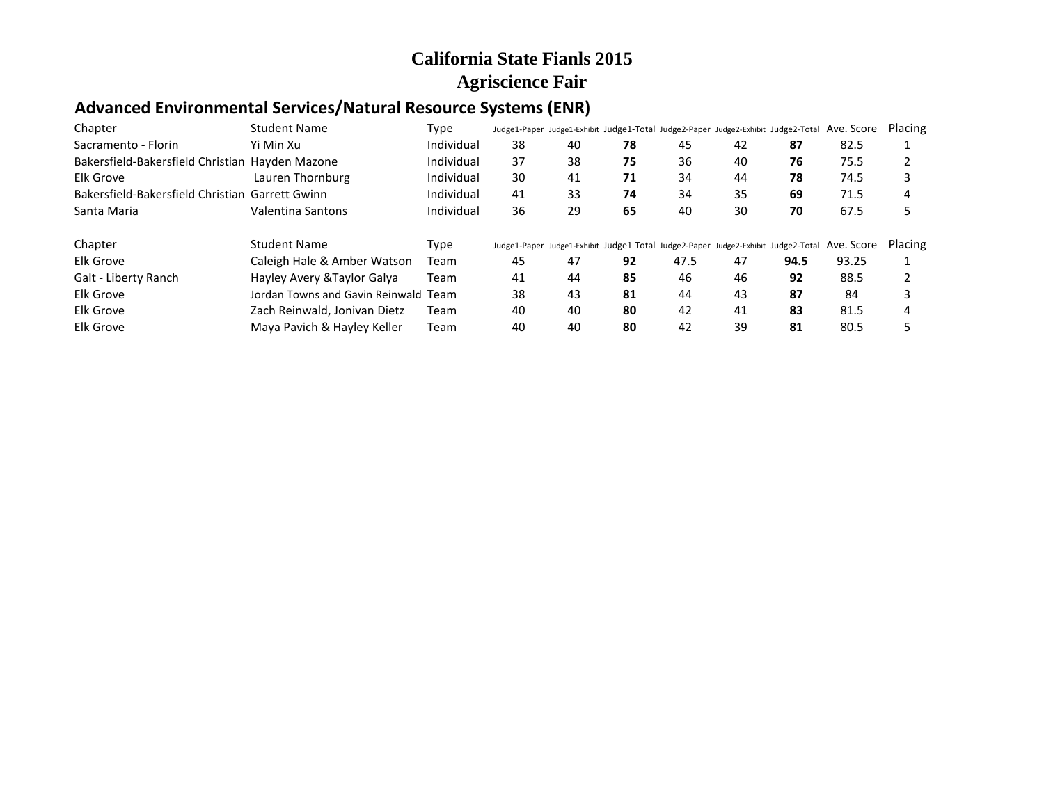# California State Fianls 2015
# Agriscience Fair

## Advanced Environmental Services/Natural Resource Systems (ENR)

| Chapter | Student Name | Type | Judge1-Paper | Judge1-Exhibit | Judge1-Total | Judge2-Paper | Judge2-Exhibit | Judge2-Total | Ave. Score | Placing |
|---|---|---|---|---|---|---|---|---|---|---|
| Sacramento - Florin | Yi Min Xu | Individual | 38 | 40 | **78** | 45 | 42 | **87** | 82.5 | 1 |
| Bakersfield-Bakersfield Christian | Hayden Mazone | Individual | 37 | 38 | **75** | 36 | 40 | **76** | 75.5 | 2 |
| Elk Grove | Lauren Thornburg | Individual | 30 | 41 | **71** | 34 | 44 | **78** | 74.5 | 3 |
| Bakersfield-Bakersfield Christian | Garrett Gwinn | Individual | 41 | 33 | **74** | 34 | 35 | **69** | 71.5 | 4 |
| Santa Maria | Valentina Santons | Individual | 36 | 29 | **65** | 40 | 30 | **70** | 67.5 | 5 |

| Chapter | Student Name | Type | Judge1-Paper | Judge1-Exhibit | Judge1-Total | Judge2-Paper | Judge2-Exhibit | Judge2-Total | Ave. Score | Placing |
|---|---|---|---|---|---|---|---|---|---|---|
| Elk Grove | Caleigh Hale & Amber Watson | Team | 45 | 47 | **92** | 47.5 | 47 | **94.5** | 93.25 | 1 |
| Galt - Liberty Ranch | Hayley Avery &Taylor Galya | Team | 41 | 44 | **85** | 46 | 46 | **92** | 88.5 | 2 |
| Elk Grove | Jordan Towns and Gavin Reinwald | Team | 38 | 43 | **81** | 44 | 43 | **87** | 84 | 3 |
| Elk Grove | Zach Reinwald, Jonivan Dietz | Team | 40 | 40 | **80** | 42 | 41 | **83** | 81.5 | 4 |
| Elk Grove | Maya Pavich & Hayley Keller | Team | 40 | 40 | **80** | 42 | 39 | **81** | 80.5 | 5 |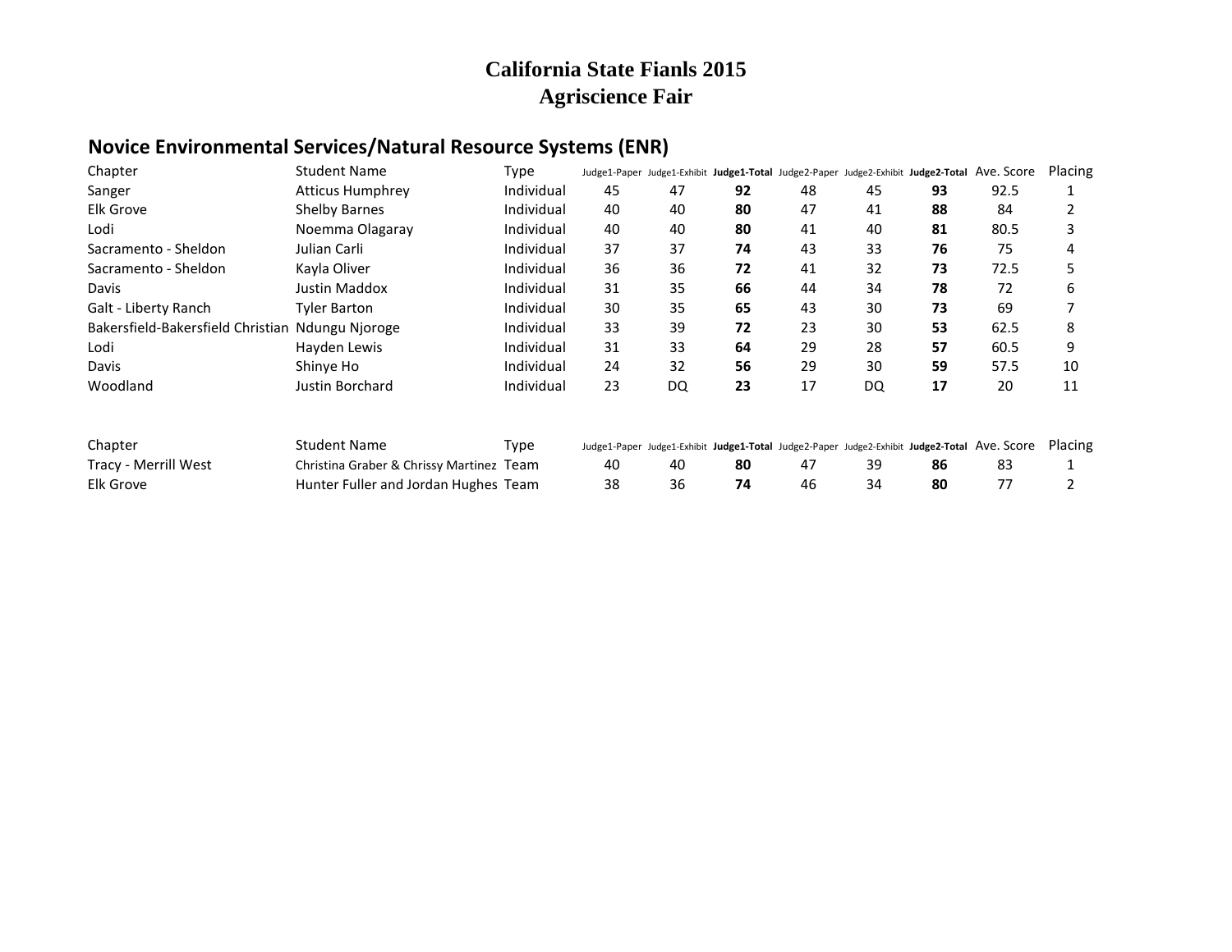# California State Fianls 2015
# Agriscience Fair

## Novice Environmental Services/Natural Resource Systems (ENR)

| Chapter | Student Name | Type | Judge1-Paper | Judge1-Exhibit | **Judge1-Total** | Judge2-Paper | Judge2-Exhibit | **Judge2-Total** | Ave. Score | Placing |
|---|---|---|---|---|---|---|---|---|---|---|
| Sanger | Atticus Humphrey | Individual | 45 | 47 | **92** | 48 | 45 | **93** | 92.5 | 1 |
| Elk Grove | Shelby Barnes | Individual | 40 | 40 | **80** | 47 | 41 | **88** | 84 | 2 |
| Lodi | Noemma Olagaray | Individual | 40 | 40 | **80** | 41 | 40 | **81** | 80.5 | 3 |
| Sacramento - Sheldon | Julian Carli | Individual | 37 | 37 | **74** | 43 | 33 | **76** | 75 | 4 |
| Sacramento - Sheldon | Kayla Oliver | Individual | 36 | 36 | **72** | 41 | 32 | **73** | 72.5 | 5 |
| Davis | Justin Maddox | Individual | 31 | 35 | **66** | 44 | 34 | **78** | 72 | 6 |
| Galt - Liberty Ranch | Tyler Barton | Individual | 30 | 35 | **65** | 43 | 30 | **73** | 69 | 7 |
| Bakersfield-Bakersfield Christian | Ndungu Njoroge | Individual | 33 | 39 | **72** | 23 | 30 | **53** | 62.5 | 8 |
| Lodi | Hayden Lewis | Individual | 31 | 33 | **64** | 29 | 28 | **57** | 60.5 | 9 |
| Davis | Shinye Ho | Individual | 24 | 32 | **56** | 29 | 30 | **59** | 57.5 | 10 |
| Woodland | Justin Borchard | Individual | 23 | DQ | **23** | 17 | DQ | **17** | 20 | 11 |

| Chapter | Student Name | Type | Judge1-Paper | Judge1-Exhibit | **Judge1-Total** | Judge2-Paper | Judge2-Exhibit | **Judge2-Total** | Ave. Score | Placing |
|---|---|---|---|---|---|---|---|---|---|---|
| Tracy - Merrill West | Christina Graber & Chrissy Martinez | Team | 40 | 40 | **80** | 47 | 39 | **86** | 83 | 1 |
| Elk Grove | Hunter Fuller and Jordan Hughes | Team | 38 | 36 | **74** | 46 | 34 | **80** | 77 | 2 |